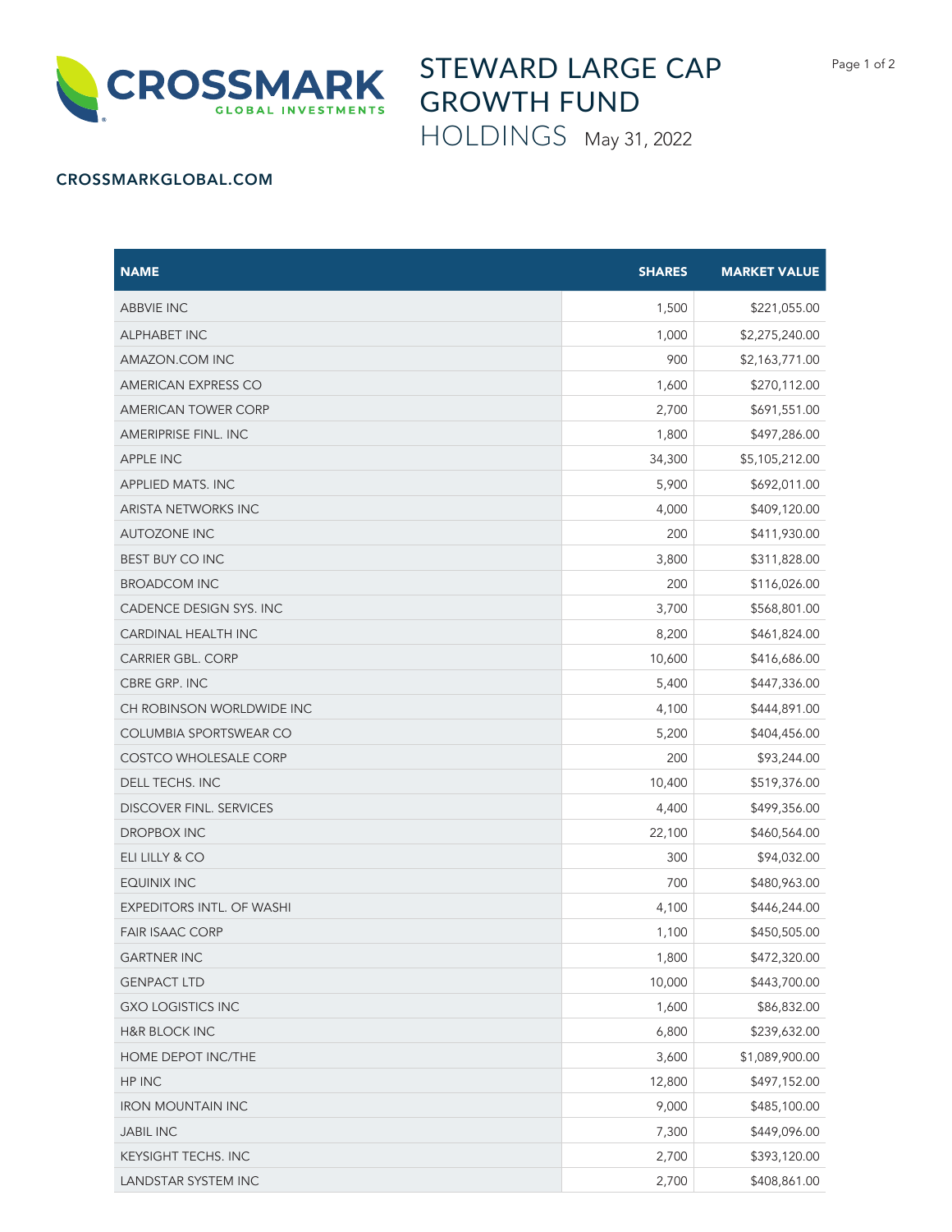CROSSMARK GLOBAL INVESTMENTS

# STEWARD LARGE CAP GROWTH FUND

## HOLDINGS May 31, 2022

**CROSSMARKGLOBAL.COM**

| NAME | SHARES | MARKET VALUE |
|---|---|---|
| ABBVIE INC | 1,500 | $221,055.00 |
| ALPHABET INC | 1,000 | $2,275,240.00 |
| AMAZON.COM INC | 900 | $2,163,771.00 |
| AMERICAN EXPRESS CO | 1,600 | $270,112.00 |
| AMERICAN TOWER CORP | 2,700 | $691,551.00 |
| AMERIPRISE FINL. INC | 1,800 | $497,286.00 |
| APPLE INC | 34,300 | $5,105,212.00 |
| APPLIED MATS. INC | 5,900 | $692,011.00 |
| ARISTA NETWORKS INC | 4,000 | $409,120.00 |
| AUTOZONE INC | 200 | $411,930.00 |
| BEST BUY CO INC | 3,800 | $311,828.00 |
| BROADCOM INC | 200 | $116,026.00 |
| CADENCE DESIGN SYS. INC | 3,700 | $568,801.00 |
| CARDINAL HEALTH INC | 8,200 | $461,824.00 |
| CARRIER GBL. CORP | 10,600 | $416,686.00 |
| CBRE GRP. INC | 5,400 | $447,336.00 |
| CH ROBINSON WORLDWIDE INC | 4,100 | $444,891.00 |
| COLUMBIA SPORTSWEAR CO | 5,200 | $404,456.00 |
| COSTCO WHOLESALE CORP | 200 | $93,244.00 |
| DELL TECHS. INC | 10,400 | $519,376.00 |
| DISCOVER FINL. SERVICES | 4,400 | $499,356.00 |
| DROPBOX INC | 22,100 | $460,564.00 |
| ELI LILLY & CO | 300 | $94,032.00 |
| EQUINIX INC | 700 | $480,963.00 |
| EXPEDITORS INTL. OF WASHI | 4,100 | $446,244.00 |
| FAIR ISAAC CORP | 1,100 | $450,505.00 |
| GARTNER INC | 1,800 | $472,320.00 |
| GENPACT LTD | 10,000 | $443,700.00 |
| GXO LOGISTICS INC | 1,600 | $86,832.00 |
| H&R BLOCK INC | 6,800 | $239,632.00 |
| HOME DEPOT INC/THE | 3,600 | $1,089,900.00 |
| HP INC | 12,800 | $497,152.00 |
| IRON MOUNTAIN INC | 9,000 | $485,100.00 |
| JABIL INC | 7,300 | $449,096.00 |
| KEYSIGHT TECHS. INC | 2,700 | $393,120.00 |
| LANDSTAR SYSTEM INC | 2,700 | $408,861.00 |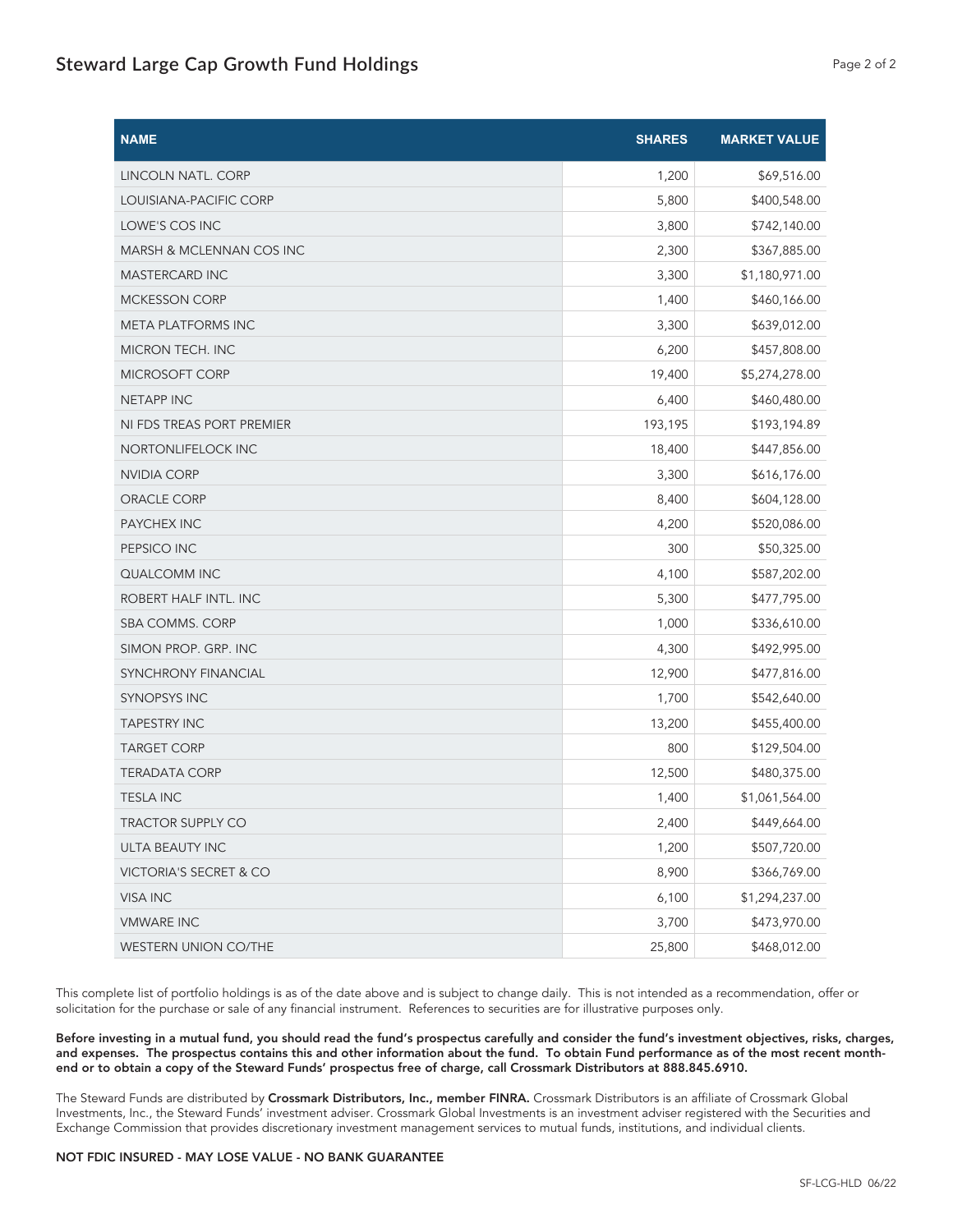## Steward Large Cap Growth Fund Holdings

| NAME | SHARES | MARKET VALUE |
| --- | --- | --- |
| LINCOLN NATL. CORP | 1,200 | $69,516.00 |
| LOUISIANA-PACIFIC CORP | 5,800 | $400,548.00 |
| LOWE'S COS INC | 3,800 | $742,140.00 |
| MARSH & MCLENNAN COS INC | 2,300 | $367,885.00 |
| MASTERCARD INC | 3,300 | $1,180,971.00 |
| MCKESSON CORP | 1,400 | $460,166.00 |
| META PLATFORMS INC | 3,300 | $639,012.00 |
| MICRON TECH. INC | 6,200 | $457,808.00 |
| MICROSOFT CORP | 19,400 | $5,274,278.00 |
| NETAPP INC | 6,400 | $460,480.00 |
| NI FDS TREAS PORT PREMIER | 193,195 | $193,194.89 |
| NORTONLIFELOCK INC | 18,400 | $447,856.00 |
| NVIDIA CORP | 3,300 | $616,176.00 |
| ORACLE CORP | 8,400 | $604,128.00 |
| PAYCHEX INC | 4,200 | $520,086.00 |
| PEPSICO INC | 300 | $50,325.00 |
| QUALCOMM INC | 4,100 | $587,202.00 |
| ROBERT HALF INTL. INC | 5,300 | $477,795.00 |
| SBA COMMS. CORP | 1,000 | $336,610.00 |
| SIMON PROP. GRP. INC | 4,300 | $492,995.00 |
| SYNCHRONY FINANCIAL | 12,900 | $477,816.00 |
| SYNOPSYS INC | 1,700 | $542,640.00 |
| TAPESTRY INC | 13,200 | $455,400.00 |
| TARGET CORP | 800 | $129,504.00 |
| TERADATA CORP | 12,500 | $480,375.00 |
| TESLA INC | 1,400 | $1,061,564.00 |
| TRACTOR SUPPLY CO | 2,400 | $449,664.00 |
| ULTA BEAUTY INC | 1,200 | $507,720.00 |
| VICTORIA'S SECRET & CO | 8,900 | $366,769.00 |
| VISA INC | 6,100 | $1,294,237.00 |
| VMWARE INC | 3,700 | $473,970.00 |
| WESTERN UNION CO/THE | 25,800 | $468,012.00 |

This complete list of portfolio holdings is as of the date above and is subject to change daily. This is not intended as a recommendation, offer or solicitation for the purchase or sale of any financial instrument. References to securities are for illustrative purposes only.

**Before investing in a mutual fund, you should read the fund's prospectus carefully and consider the fund's investment objectives, risks, charges, and expenses. The prospectus contains this and other information about the fund. To obtain Fund performance as of the most recent month-end or to obtain a copy of the Steward Funds' prospectus free of charge, call Crossmark Distributors at 888.845.6910.**

The Steward Funds are distributed by **Crossmark Distributors, Inc., member FINRA.** Crossmark Distributors is an affiliate of Crossmark Global Investments, Inc., the Steward Funds' investment adviser. Crossmark Global Investments is an investment adviser registered with the Securities and Exchange Commission that provides discretionary investment management services to mutual funds, institutions, and individual clients.

**NOT FDIC INSURED - MAY LOSE VALUE - NO BANK GUARANTEE**

SF-LCG-HLD 06/22